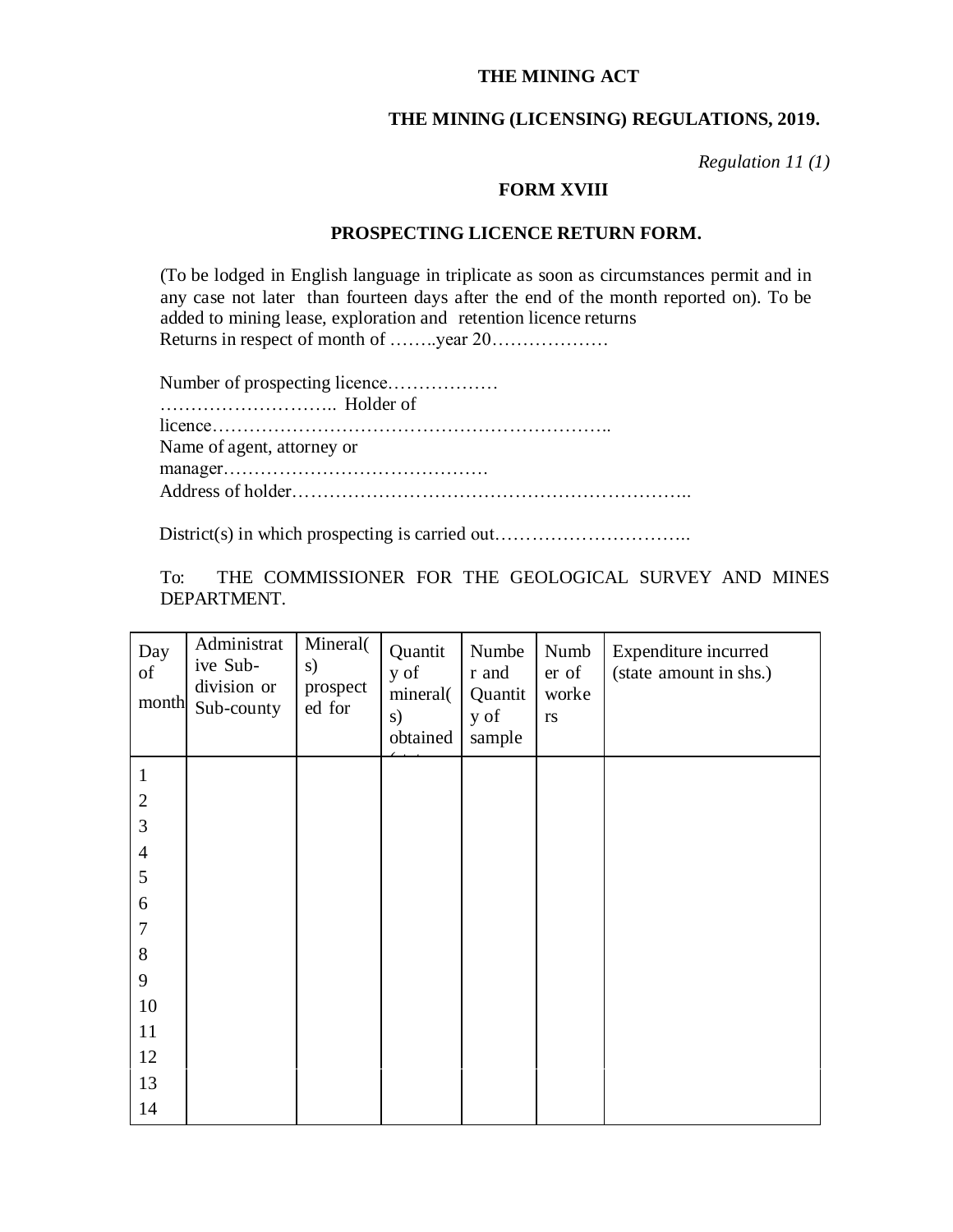**THE MINING ACT**

**THE MINING (LICENSING) REGULATIONS, 2019.**

*Regulation 11 (1)*

**FORM XVIII**

**PROSPECTING LICENCE RETURN FORM.**

(To be lodged in English language in triplicate as soon as circumstances permit and in any case not later than fourteen days after the end of the month reported on). To be added to mining lease, exploration and retention licence returns

Returns in respect of month of ……..year 20………………

Number of prospecting licence………………
……………………….. Holder of licence………………………………………………………..
Name of agent, attorney or manager……………………………………
Address of holder………………………………………………………..

District(s) in which prospecting is carried out…………………………..

To: THE COMMISSIONER FOR THE GEOLOGICAL SURVEY AND MINES DEPARTMENT.

| Day of month | Administrative Sub-division or Sub-county | Mineral(s) prospected for | Quantity of mineral(s) obtained | Number and Quantity of sample | Number of workers | Expenditure incurred (state amount in shs.) |
|---|---|---|---|---|---|---|
| 1 | | | | | | |
| 2 | | | | | | |
| 3 | | | | | | |
| 4 | | | | | | |
| 5 | | | | | | |
| 6 | | | | | | |
| 7 | | | | | | |
| 8 | | | | | | |
| 9 | | | | | | |
| 10 | | | | | | |
| 11 | | | | | | |
| 12 | | | | | | |
| 13 | | | | | | |
| 14 | | | | | | |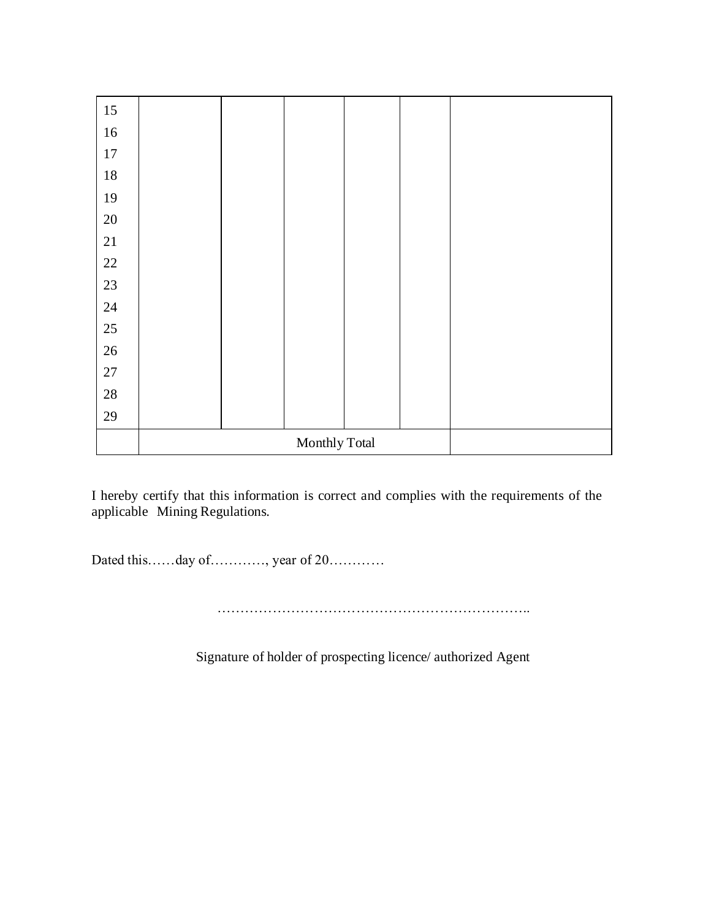| | | | | | | |
|---|---|---|---|---|---|---|
| 15 | | | | | | |
| 16 | | | | | | |
| 17 | | | | | | |
| 18 | | | | | | |
| 19 | | | | | | |
| 20 | | | | | | |
| 21 | | | | | | |
| 22 | | | | | | |
| 23 | | | | | | |
| 24 | | | | | | |
| 25 | | | | | | |
| 26 | | | | | | |
| 27 | | | | | | |
| 28 | | | | | | |
| 29 | | | | | | |
| | Monthly Total | | | | | |

I hereby certify that this information is correct and complies with the requirements of the applicable Mining Regulations.

Dated this……day of…………, year of 20…………

…………………………………………………………..

Signature of holder of prospecting licence/ authorized Agent